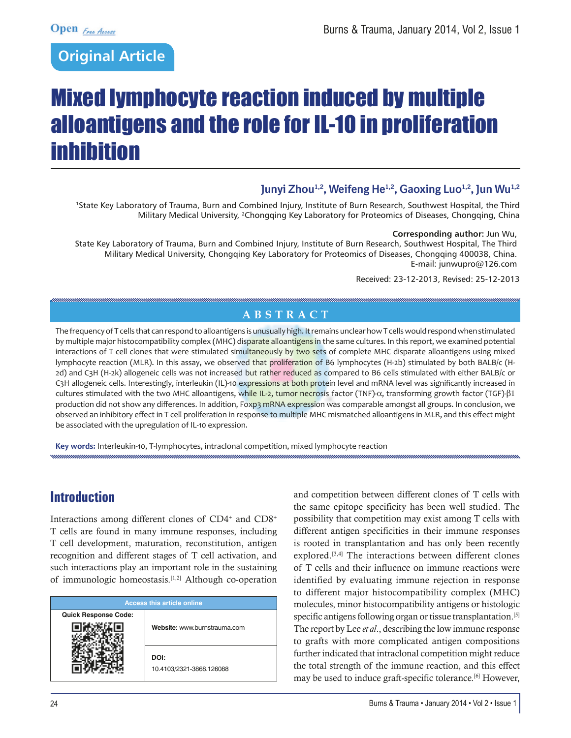Original Article

# Mixed lymphocyte reaction induced by multiple alloantigens and the role for IL-10 in proliferation inhibition

**Junyi Zhou[1,2], Weifeng He[1,2], Gaoxing Luo[1,2], Jun Wu[1,2]**

[1]State Key Laboratory of Trauma, Burn and Combined Injury, Institute of Burn Research, Southwest Hospital, the Third Military Medical University, [2]Chongqing Key Laboratory for Proteomics of Diseases, Chongqing, China

**Corresponding author:** Jun Wu,
State Key Laboratory of Trauma, Burn and Combined Injury, Institute of Burn Research, Southwest Hospital, The Third Military Medical University, Chongqing Key Laboratory for Proteomics of Diseases, Chongqing 400038, China.
E-mail: junwupro@126.com

Received: 23-12-2013, Revised: 25-12-2013

## ABSTRACT

The frequency of T cells that can respond to alloantigens is unusually high. It remains unclear how T cells would respond when stimulated by multiple major histocompatibility complex (MHC) disparate alloantigens in the same cultures. In this report, we examined potential interactions of T cell clones that were stimulated simultaneously by two sets of complete MHC disparate alloantigens using mixed lymphocyte reaction (MLR). In this assay, we observed that proliferation of B6 lymphocytes (H-2b) stimulated by both BALB/c (H-2d) and C3H (H-2k) allogeneic cells was not increased but rather reduced as compared to B6 cells stimulated with either BALB/c or C3H allogeneic cells. Interestingly, interleukin (IL)-10 expressions at both protein level and mRNA level was significantly increased in cultures stimulated with the two MHC alloantigens, while IL-2, tumor necrosis factor (TNF)-$\alpha$, transforming growth factor (TGF)-$\beta$1 production did not show any differences. In addition, Foxp3 mRNA expression was comparable amongst all groups. In conclusion, we observed an inhibitory effect in T cell proliferation in response to multiple MHC mismatched alloantigens in MLR, and this effect might be associated with the upregulation of IL-10 expression.

**Key words:** Interleukin-10, T-lymphocytes, intraclonal competition, mixed lymphocyte reaction

## Introduction

Interactions among different clones of CD4$^+$ and CD8$^+$ T cells are found in many immune responses, including T cell development, maturation, reconstitution, antigen recognition and different stages of T cell activation, and such interactions play an important role in the sustaining of immunologic homeostasis.[1,2] Although co-operation and competition between different clones of T cells with the same epitope specificity has been well studied. The possibility that competition may exist among T cells with different antigen specificities in their immune responses is rooted in transplantation and has only been recently explored.[3,4] The interactions between different clones of T cells and their influence on immune reactions were identified by evaluating immune rejection in response to different major histocompatibility complex (MHC) molecules, minor histocompatibility antigens or histologic specific antigens following organ or tissue transplantation.[5] The report by Lee *et al*., describing the low immune response to grafts with more complicated antigen compositions further indicated that intraclonal competition might reduce the total strength of the immune reaction, and this effect may be used to induce graft-specific tolerance.[6] However,

| Access this article online | |
|---|---|
| Quick Response Code: | Website: www.burnstrauma.com |
| | DOI: 10.4103/2321-3868.126088 |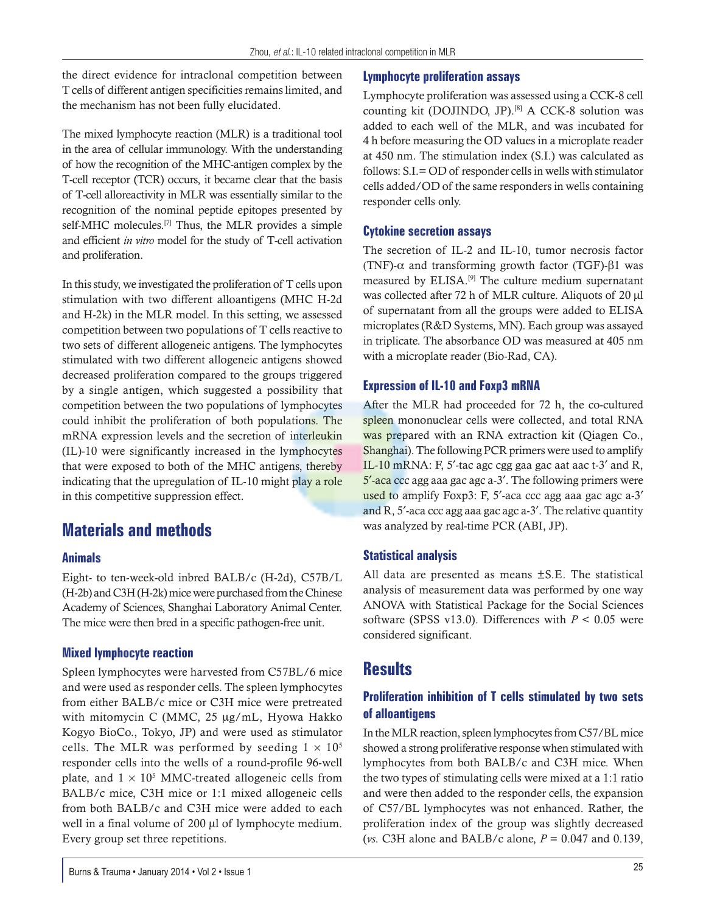the direct evidence for intraclonal competition between T cells of different antigen specificities remains limited, and the mechanism has not been fully elucidated.

The mixed lymphocyte reaction (MLR) is a traditional tool in the area of cellular immunology. With the understanding of how the recognition of the MHC-antigen complex by the T-cell receptor (TCR) occurs, it became clear that the basis of T-cell alloreactivity in MLR was essentially similar to the recognition of the nominal peptide epitopes presented by self-MHC molecules.[7] Thus, the MLR provides a simple and efficient *in vitro* model for the study of T-cell activation and proliferation.

In this study, we investigated the proliferation of T cells upon stimulation with two different alloantigens (MHC H-2d and H-2k) in the MLR model. In this setting, we assessed competition between two populations of T cells reactive to two sets of different allogeneic antigens. The lymphocytes stimulated with two different allogeneic antigens showed decreased proliferation compared to the groups triggered by a single antigen, which suggested a possibility that competition between the two populations of lymphocytes could inhibit the proliferation of both populations. The mRNA expression levels and the secretion of interleukin (IL)-10 were significantly increased in the lymphocytes that were exposed to both of the MHC antigens, thereby indicating that the upregulation of IL-10 might play a role in this competitive suppression effect.

# Materials and methods

## Animals

Eight- to ten-week-old inbred BALB/c (H-2d), C57B/L (H-2b) and C3H (H-2k) mice were purchased from the Chinese Academy of Sciences, Shanghai Laboratory Animal Center. The mice were then bred in a specific pathogen-free unit.

## Mixed lymphocyte reaction

Spleen lymphocytes were harvested from C57BL/6 mice and were used as responder cells. The spleen lymphocytes from either BALB/c mice or C3H mice were pretreated with mitomycin C (MMC, 25 μg/mL, Hyowa Hakko Kogyo BioCo., Tokyo, JP) and were used as stimulator cells. The MLR was performed by seeding $1 \times 10^5$ responder cells into the wells of a round-profile 96-well plate, and $1 \times 10^5$ MMC-treated allogeneic cells from BALB/c mice, C3H mice or 1:1 mixed allogeneic cells from both BALB/c and C3H mice were added to each well in a final volume of 200 μl of lymphocyte medium. Every group set three repetitions.

## Lymphocyte proliferation assays

Lymphocyte proliferation was assessed using a CCK-8 cell counting kit (DOJINDO, JP).[8] A CCK-8 solution was added to each well of the MLR, and was incubated for 4 h before measuring the OD values in a microplate reader at 450 nm. The stimulation index (S.I.) was calculated as follows: S.I.= OD of responder cells in wells with stimulator cells added/OD of the same responders in wells containing responder cells only.

## Cytokine secretion assays

The secretion of IL-2 and IL-10, tumor necrosis factor (TNF)-α and transforming growth factor (TGF)-β1 was measured by ELISA.[9] The culture medium supernatant was collected after 72 h of MLR culture. Aliquots of 20 μl of supernatant from all the groups were added to ELISA microplates (R&D Systems, MN). Each group was assayed in triplicate. The absorbance OD was measured at 405 nm with a microplate reader (Bio-Rad, CA).

## Expression of IL-10 and Foxp3 mRNA

After the MLR had proceeded for 72 h, the co-cultured spleen mononuclear cells were collected, and total RNA was prepared with an RNA extraction kit (Qiagen Co., Shanghai). The following PCR primers were used to amplify IL-10 mRNA: F, 5′-tac agc cgg gaa gac aat aac t-3′ and R, 5′-aca ccc agg aaa gac agc a-3′. The following primers were used to amplify Foxp3: F, 5′-aca ccc agg aaa gac agc a-3′ and R, 5′-aca ccc agg aaa gac agc a-3′. The relative quantity was analyzed by real-time PCR (ABI, JP).

## Statistical analysis

All data are presented as means ±S.E. The statistical analysis of measurement data was performed by one way ANOVA with Statistical Package for the Social Sciences software (SPSS v13.0). Differences with $P < 0.05$ were considered significant.

# Results

## Proliferation inhibition of T cells stimulated by two sets of alloantigens

In the MLR reaction, spleen lymphocytes from C57/BL mice showed a strong proliferative response when stimulated with lymphocytes from both BALB/c and C3H mice. When the two types of stimulating cells were mixed at a 1:1 ratio and were then added to the responder cells, the expansion of C57/BL lymphocytes was not enhanced. Rather, the proliferation index of the group was slightly decreased (*vs.* C3H alone and BALB/c alone, $P = 0.047$ and 0.139,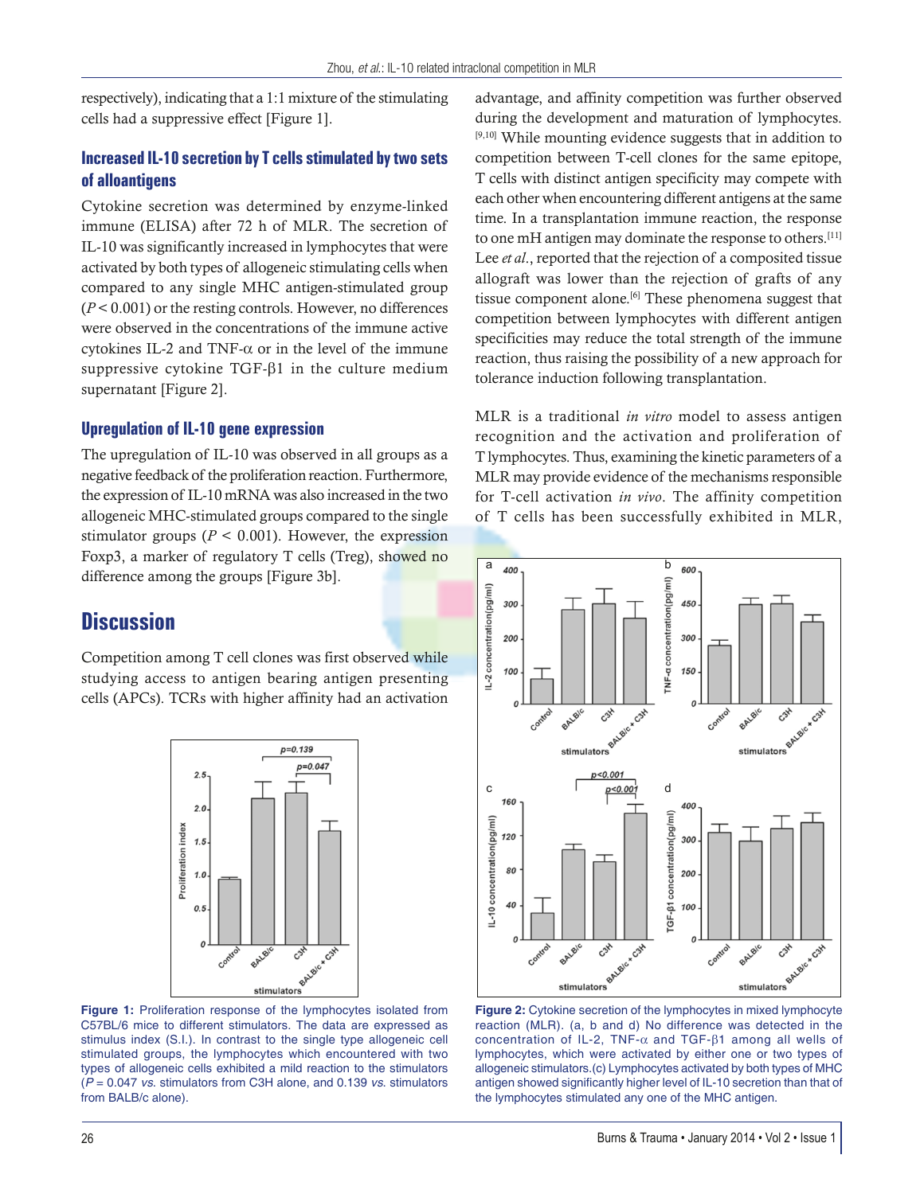respectively), indicating that a 1:1 mixture of the stimulating cells had a suppressive effect [Figure 1].

### Increased IL-10 secretion by T cells stimulated by two sets of alloantigens

Cytokine secretion was determined by enzyme-linked immune (ELISA) after 72 h of MLR. The secretion of IL-10 was significantly increased in lymphocytes that were activated by both types of allogeneic stimulating cells when compared to any single MHC antigen-stimulated group ($P < 0.001$) or the resting controls. However, no differences were observed in the concentrations of the immune active cytokines IL-2 and TNF-α or in the level of the immune suppressive cytokine TGF-β1 in the culture medium supernatant [Figure 2].

### Upregulation of IL-10 gene expression

The upregulation of IL-10 was observed in all groups as a negative feedback of the proliferation reaction. Furthermore, the expression of IL-10 mRNA was also increased in the two allogeneic MHC-stimulated groups compared to the single stimulator groups ($P < 0.001$). However, the expression Foxp3, a marker of regulatory T cells (Treg), showed no difference among the groups [Figure 3b].

## Discussion

Competition among T cell clones was first observed while studying access to antigen bearing antigen presenting cells (APCs). TCRs with higher affinity had an activation advantage, and affinity competition was further observed during the development and maturation of lymphocytes.[9,10] While mounting evidence suggests that in addition to competition between T-cell clones for the same epitope, T cells with distinct antigen specificity may compete with each other when encountering different antigens at the same time. In a transplantation immune reaction, the response to one mH antigen may dominate the response to others.[11] Lee *et al.*, reported that the rejection of a composited tissue allograft was lower than the rejection of grafts of any tissue component alone.[6] These phenomena suggest that competition between lymphocytes with different antigen specificities may reduce the total strength of the immune reaction, thus raising the possibility of a new approach for tolerance induction following transplantation.

MLR is a traditional *in vitro* model to assess antigen recognition and the activation and proliferation of T lymphocytes. Thus, examining the kinetic parameters of a MLR may provide evidence of the mechanisms responsible for T-cell activation *in vivo*. The affinity competition of T cells has been successfully exhibited in MLR,

**Figure 1:** Proliferation response of the lymphocytes isolated from C57BL/6 mice to different stimulators. The data are expressed as stimulus index (S.I.). In contrast to the single type allogeneic cell stimulated groups, the lymphocytes which encountered with two types of allogeneic cells exhibited a mild reaction to the stimulators ($P = 0.047$ *vs.* stimulators from C3H alone, and 0.139 *vs.* stimulators from BALB/c alone).

**Figure 2:** Cytokine secretion of the lymphocytes in mixed lymphocyte reaction (MLR). (a, b and d) No difference was detected in the concentration of IL-2, TNF-α and TGF-β1 among all wells of lymphocytes, which were activated by either one or two types of allogeneic stimulators.(c) Lymphocytes activated by both types of MHC antigen showed significantly higher level of IL-10 secretion than that of the lymphocytes stimulated any one of the MHC antigen.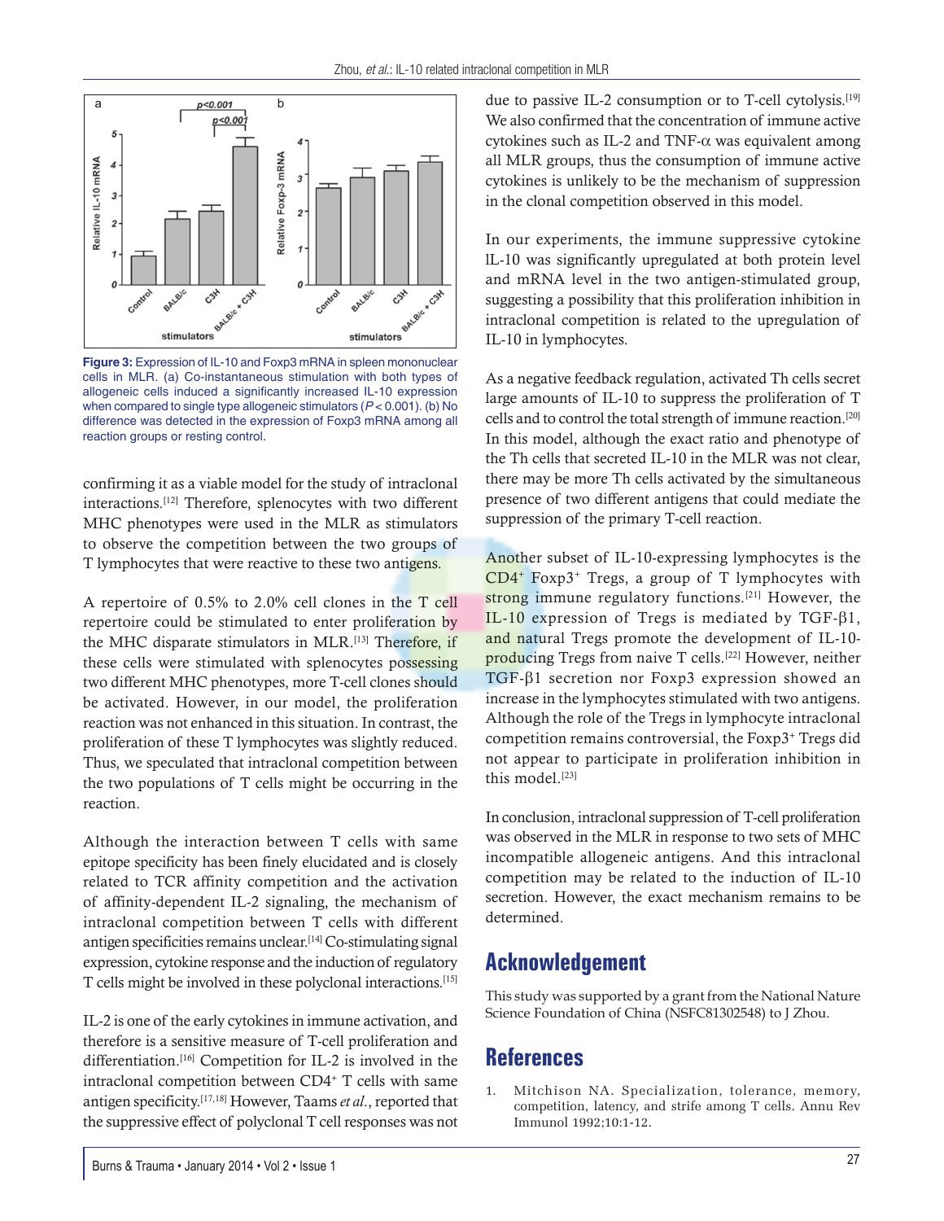**Figure 3:** Expression of IL-10 and Foxp3 mRNA in spleen mononuclear cells in MLR. (a) Co-instantaneous stimulation with both types of allogeneic cells induced a significantly increased IL-10 expression when compared to single type allogeneic stimulators ($P < 0.001$). (b) No difference was detected in the expression of Foxp3 mRNA among all reaction groups or resting control.

confirming it as a viable model for the study of intraclonal interactions.[12] Therefore, splenocytes with two different MHC phenotypes were used in the MLR as stimulators to observe the competition between the two groups of T lymphocytes that were reactive to these two antigens.

A repertoire of 0.5% to 2.0% cell clones in the T cell repertoire could be stimulated to enter proliferation by the MHC disparate stimulators in MLR.[13] Therefore, if these cells were stimulated with splenocytes possessing two different MHC phenotypes, more T-cell clones should be activated. However, in our model, the proliferation reaction was not enhanced in this situation. In contrast, the proliferation of these T lymphocytes was slightly reduced. Thus, we speculated that intraclonal competition between the two populations of T cells might be occurring in the reaction.

Although the interaction between T cells with same epitope specificity has been finely elucidated and is closely related to TCR affinity competition and the activation of affinity-dependent IL-2 signaling, the mechanism of intraclonal competition between T cells with different antigen specificities remains unclear.[14] Co-stimulating signal expression, cytokine response and the induction of regulatory T cells might be involved in these polyclonal interactions.[15]

IL-2 is one of the early cytokines in immune activation, and therefore is a sensitive measure of T-cell proliferation and differentiation.[16] Competition for IL-2 is involved in the intraclonal competition between $CD4^+$ T cells with same antigen specificity.[17,18] However, Taams *et al.*, reported that the suppressive effect of polyclonal T cell responses was not due to passive IL-2 consumption or to T-cell cytolysis.[19] We also confirmed that the concentration of immune active cytokines such as IL-2 and TNF-α was equivalent among all MLR groups, thus the consumption of immune active cytokines is unlikely to be the mechanism of suppression in the clonal competition observed in this model.

In our experiments, the immune suppressive cytokine IL-10 was significantly upregulated at both protein level and mRNA level in the two antigen-stimulated group, suggesting a possibility that this proliferation inhibition in intraclonal competition is related to the upregulation of IL-10 in lymphocytes.

As a negative feedback regulation, activated Th cells secret large amounts of IL-10 to suppress the proliferation of T cells and to control the total strength of immune reaction.[20] In this model, although the exact ratio and phenotype of the Th cells that secreted IL-10 in the MLR was not clear, there may be more Th cells activated by the simultaneous presence of two different antigens that could mediate the suppression of the primary T-cell reaction.

Another subset of IL-10-expressing lymphocytes is the $CD4^+$ $Foxp3^+$ Tregs, a group of T lymphocytes with strong immune regulatory functions.[21] However, the IL-10 expression of Tregs is mediated by TGF-β1, and natural Tregs promote the development of IL-10-producing Tregs from naive T cells.[22] However, neither TGF-β1 secretion nor Foxp3 expression showed an increase in the lymphocytes stimulated with two antigens. Although the role of the Tregs in lymphocyte intraclonal competition remains controversial, the $Foxp3^+$ Tregs did not appear to participate in proliferation inhibition in this model.[23]

In conclusion, intraclonal suppression of T-cell proliferation was observed in the MLR in response to two sets of MHC incompatible allogeneic antigens. And this intraclonal competition may be related to the induction of IL-10 secretion. However, the exact mechanism remains to be determined.

## Acknowledgement

This study was supported by a grant from the National Nature Science Foundation of China (NSFC81302548) to J Zhou.

## References

1. Mitchison NA. Specialization, tolerance, memory, competition, latency, and strife among T cells. Annu Rev Immunol 1992;10:1-12.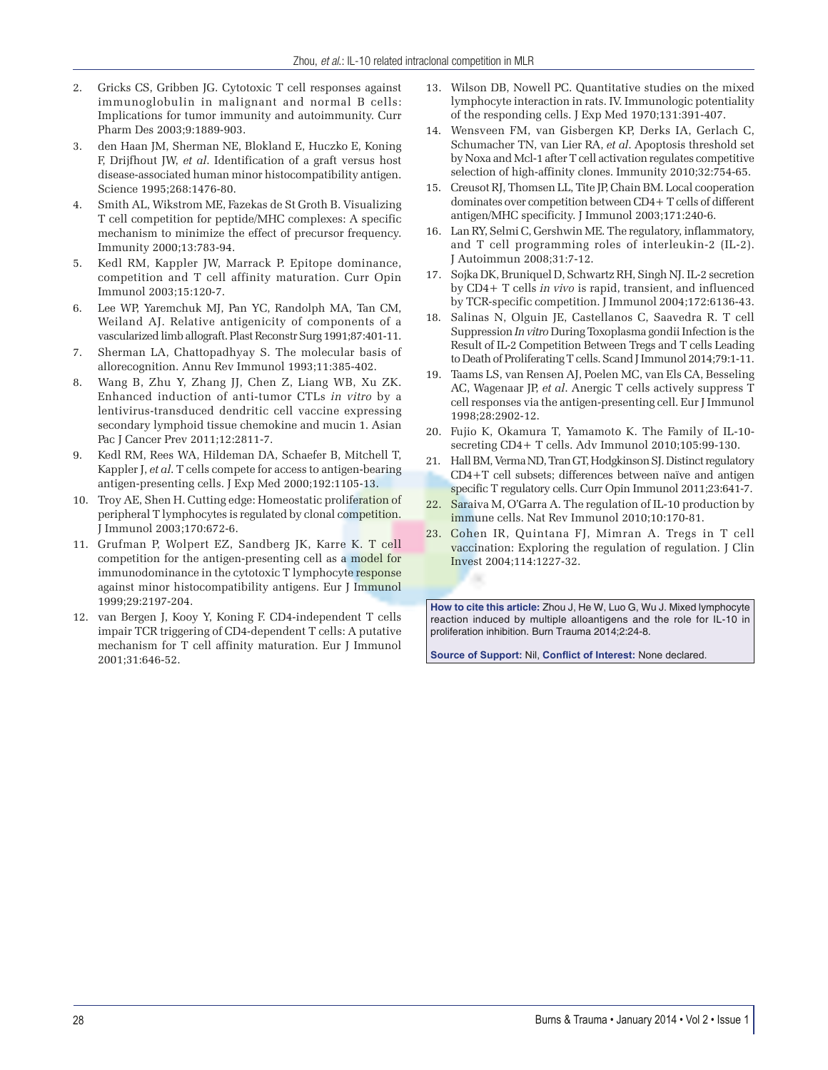2. Gricks CS, Gribben JG. Cytotoxic T cell responses against immunoglobulin in malignant and normal B cells: Implications for tumor immunity and autoimmunity. Curr Pharm Des 2003;9:1889-903.
3. den Haan JM, Sherman NE, Blokland E, Huczko E, Koning F, Drijfhout JW, *et al*. Identification of a graft versus host disease-associated human minor histocompatibility antigen. Science 1995;268:1476-80.
4. Smith AL, Wikstrom ME, Fazekas de St Groth B. Visualizing T cell competition for peptide/MHC complexes: A specific mechanism to minimize the effect of precursor frequency. Immunity 2000;13:783-94.
5. Kedl RM, Kappler JW, Marrack P. Epitope dominance, competition and T cell affinity maturation. Curr Opin Immunol 2003;15:120-7.
6. Lee WP, Yaremchuk MJ, Pan YC, Randolph MA, Tan CM, Weiland AJ. Relative antigenicity of components of a vascularized limb allograft. Plast Reconstr Surg 1991;87:401-11.
7. Sherman LA, Chattopadhyay S. The molecular basis of allorecognition. Annu Rev Immunol 1993;11:385-402.
8. Wang B, Zhu Y, Zhang JJ, Chen Z, Liang WB, Xu ZK. Enhanced induction of anti-tumor CTLs *in vitro* by a lentivirus-transduced dendritic cell vaccine expressing secondary lymphoid tissue chemokine and mucin 1. Asian Pac J Cancer Prev 2011;12:2811-7.
9. Kedl RM, Rees WA, Hildeman DA, Schaefer B, Mitchell T, Kappler J, *et al*. T cells compete for access to antigen-bearing antigen-presenting cells. J Exp Med 2000;192:1105-13.
10. Troy AE, Shen H. Cutting edge: Homeostatic proliferation of peripheral T lymphocytes is regulated by clonal competition. J Immunol 2003;170:672-6.
11. Grufman P, Wolpert EZ, Sandberg JK, Karre K. T cell competition for the antigen-presenting cell as a model for immunodominance in the cytotoxic T lymphocyte response against minor histocompatibility antigens. Eur J Immunol 1999;29:2197-204.
12. van Bergen J, Kooy Y, Koning F. CD4-independent T cells impair TCR triggering of CD4-dependent T cells: A putative mechanism for T cell affinity maturation. Eur J Immunol 2001;31:646-52.
13. Wilson DB, Nowell PC. Quantitative studies on the mixed lymphocyte interaction in rats. IV. Immunologic potentiality of the responding cells. J Exp Med 1970;131:391-407.
14. Wensveen FM, van Gisbergen KP, Derks IA, Gerlach C, Schumacher TN, van Lier RA, *et al*. Apoptosis threshold set by Noxa and Mcl-1 after T cell activation regulates competitive selection of high-affinity clones. Immunity 2010;32:754-65.
15. Creusot RJ, Thomsen LL, Tite JP, Chain BM. Local cooperation dominates over competition between CD4+ T cells of different antigen/MHC specificity. J Immunol 2003;171:240-6.
16. Lan RY, Selmi C, Gershwin ME. The regulatory, inflammatory, and T cell programming roles of interleukin-2 (IL-2). J Autoimmun 2008;31:7-12.
17. Sojka DK, Bruniquel D, Schwartz RH, Singh NJ. IL-2 secretion by CD4+ T cells *in vivo* is rapid, transient, and influenced by TCR-specific competition. J Immunol 2004;172:6136-43.
18. Salinas N, Olguin JE, Castellanos C, Saavedra R. T cell Suppression *In vitro* During Toxoplasma gondii Infection is the Result of IL-2 Competition Between Tregs and T cells Leading to Death of Proliferating T cells. Scand J Immunol 2014;79:1-11.
19. Taams LS, van Rensen AJ, Poelen MC, van Els CA, Besseling AC, Wagenaar JP, *et al*. Anergic T cells actively suppress T cell responses via the antigen-presenting cell. Eur J Immunol 1998;28:2902-12.
20. Fujio K, Okamura T, Yamamoto K. The Family of IL-10-secreting CD4+ T cells. Adv Immunol 2010;105:99-130.
21. Hall BM, Verma ND, Tran GT, Hodgkinson SJ. Distinct regulatory CD4+T cell subsets; differences between naïve and antigen specific T regulatory cells. Curr Opin Immunol 2011;23:641-7.
22. Saraiva M, O'Garra A. The regulation of IL-10 production by immune cells. Nat Rev Immunol 2010;10:170-81.
23. Cohen IR, Quintana FJ, Mimran A. Tregs in T cell vaccination: Exploring the regulation of regulation. J Clin Invest 2004;114:1227-32.

**How to cite this article:** Zhou J, He W, Luo G, Wu J. Mixed lymphocyte reaction induced by multiple alloantigens and the role for IL-10 in proliferation inhibition. Burn Trauma 2014;2:24-8.

**Source of Support:** Nil, **Conflict of Interest:** None declared.